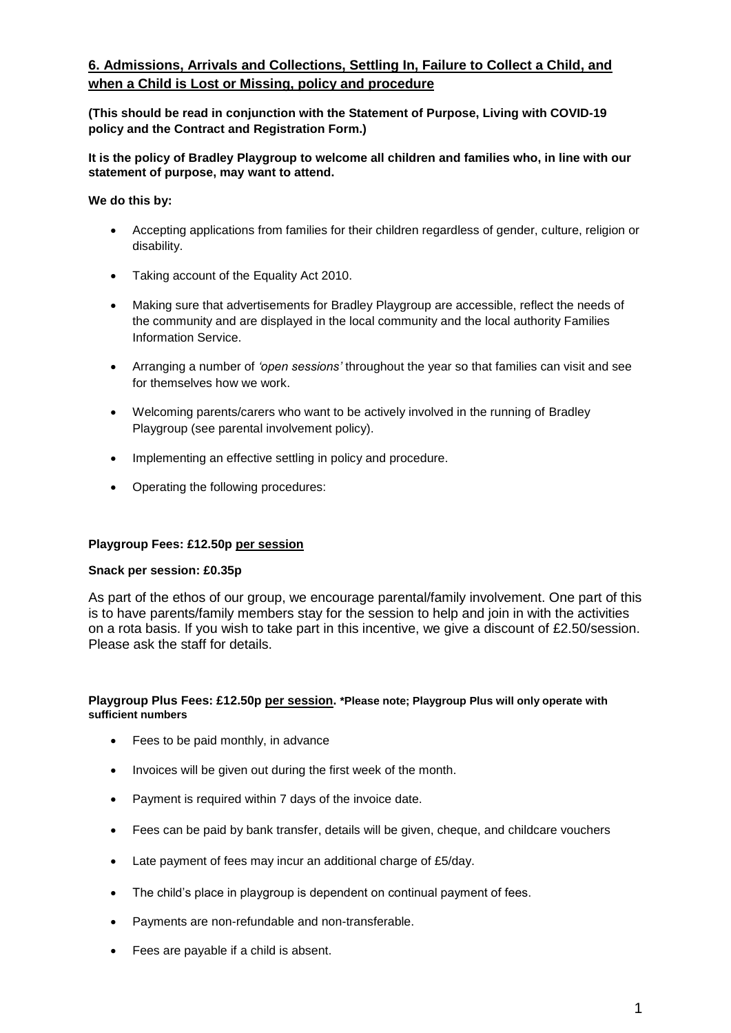## **6. Admissions, Arrivals and Collections, Settling In, Failure to Collect a Child, and when a Child is Lost or Missing, policy and procedure**

**(This should be read in conjunction with the Statement of Purpose, Living with COVID-19 policy and the Contract and Registration Form.)**

**It is the policy of Bradley Playgroup to welcome all children and families who, in line with our statement of purpose, may want to attend.**

**We do this by:**

- Accepting applications from families for their children regardless of gender, culture, religion or disability.
- Taking account of the Equality Act 2010.
- Making sure that advertisements for Bradley Playgroup are accessible, reflect the needs of the community and are displayed in the local community and the local authority Families Information Service.
- Arranging a number of *'open sessions'* throughout the year so that families can visit and see for themselves how we work.
- Welcoming parents/carers who want to be actively involved in the running of Bradley Playgroup (see parental involvement policy).
- Implementing an effective settling in policy and procedure.
- Operating the following procedures:

**Playgroup Fees: £12.50p per session**

**Snack per session: £0.35p**

As part of the ethos of our group, we encourage parental/family involvement. One part of this is to have parents/family members stay for the session to help and join in with the activities on a rota basis. If you wish to take part in this incentive, we give a discount of £2.50/session. Please ask the staff for details.

**Playgroup Plus Fees: £12.50p per session. *Please note; Playgroup Plus will only operate with sufficient numbers**

- Fees to be paid monthly, in advance
- Invoices will be given out during the first week of the month.
- Payment is required within 7 days of the invoice date.
- Fees can be paid by bank transfer, details will be given, cheque, and childcare vouchers
- Late payment of fees may incur an additional charge of £5/day.
- The child's place in playgroup is dependent on continual payment of fees.
- Payments are non-refundable and non-transferable.
- Fees are payable if a child is absent.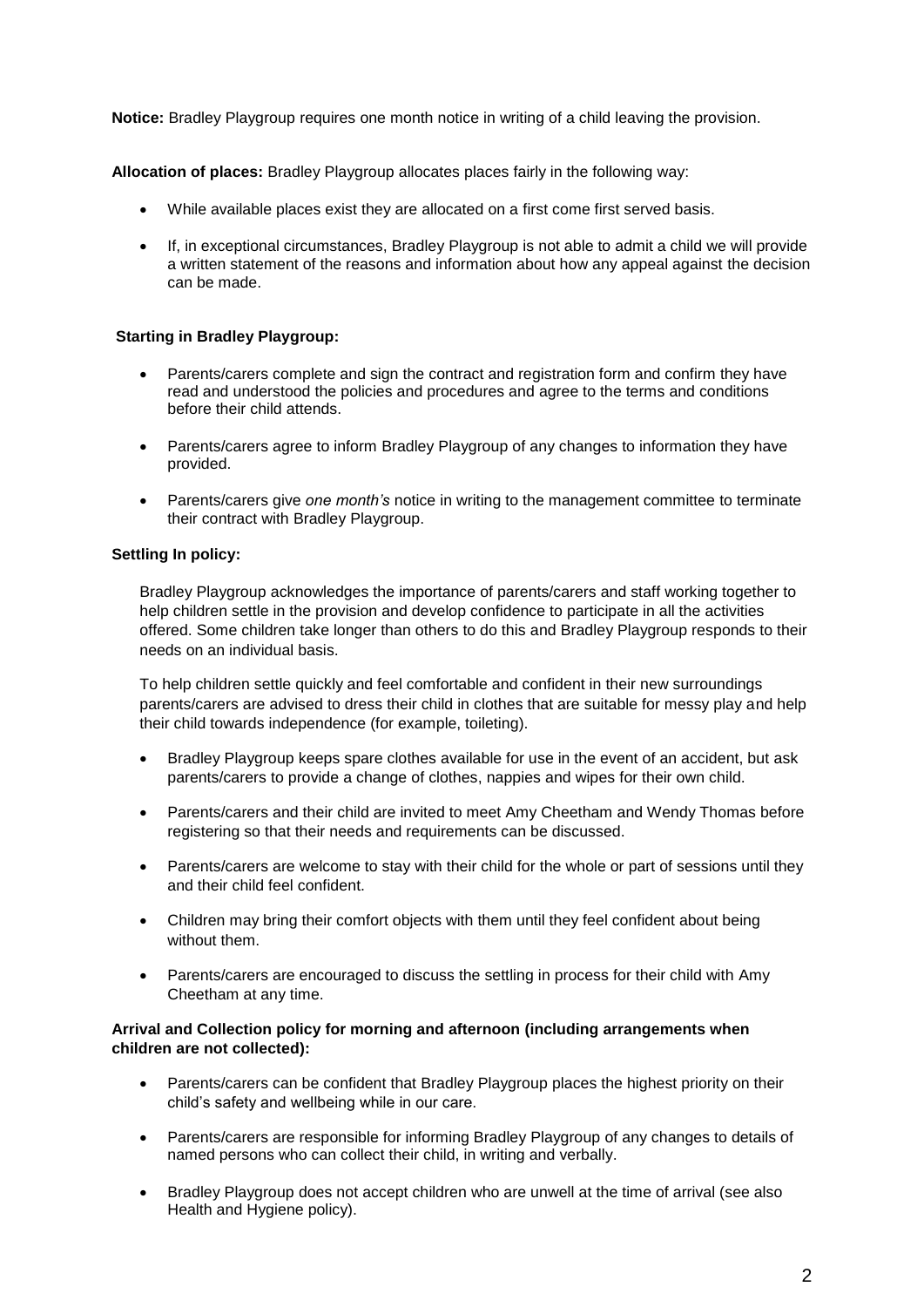**Notice:** Bradley Playgroup requires one month notice in writing of a child leaving the provision.

**Allocation of places:** Bradley Playgroup allocates places fairly in the following way:

- While available places exist they are allocated on a first come first served basis.
- If, in exceptional circumstances, Bradley Playgroup is not able to admit a child we will provide a written statement of the reasons and information about how any appeal against the decision can be made.

**Starting in Bradley Playgroup:**

- Parents/carers complete and sign the contract and registration form and confirm they have read and understood the policies and procedures and agree to the terms and conditions before their child attends.
- Parents/carers agree to inform Bradley Playgroup of any changes to information they have provided.
- Parents/carers give *one month's* notice in writing to the management committee to terminate their contract with Bradley Playgroup.

**Settling In policy:**

Bradley Playgroup acknowledges the importance of parents/carers and staff working together to help children settle in the provision and develop confidence to participate in all the activities offered. Some children take longer than others to do this and Bradley Playgroup responds to their needs on an individual basis.

To help children settle quickly and feel comfortable and confident in their new surroundings parents/carers are advised to dress their child in clothes that are suitable for messy play and help their child towards independence (for example, toileting).

- Bradley Playgroup keeps spare clothes available for use in the event of an accident, but ask parents/carers to provide a change of clothes, nappies and wipes for their own child.
- Parents/carers and their child are invited to meet Amy Cheetham and Wendy Thomas before registering so that their needs and requirements can be discussed.
- Parents/carers are welcome to stay with their child for the whole or part of sessions until they and their child feel confident.
- Children may bring their comfort objects with them until they feel confident about being without them.
- Parents/carers are encouraged to discuss the settling in process for their child with Amy Cheetham at any time.

**Arrival and Collection policy for morning and afternoon (including arrangements when children are not collected):**

- Parents/carers can be confident that Bradley Playgroup places the highest priority on their child's safety and wellbeing while in our care.
- Parents/carers are responsible for informing Bradley Playgroup of any changes to details of named persons who can collect their child, in writing and verbally.
- Bradley Playgroup does not accept children who are unwell at the time of arrival (see also Health and Hygiene policy).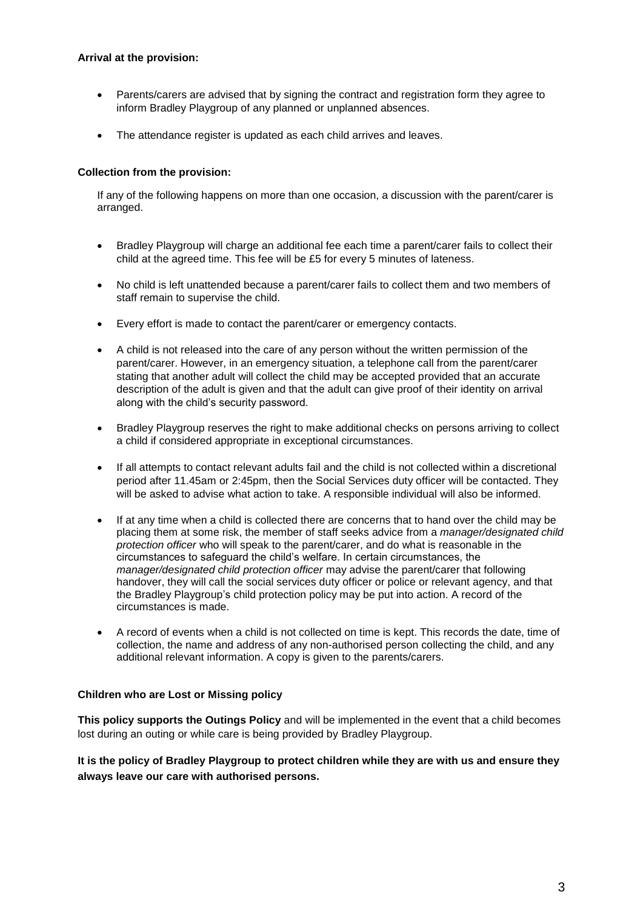**Arrival at the provision:**

- Parents/carers are advised that by signing the contract and registration form they agree to inform Bradley Playgroup of any planned or unplanned absences.
- The attendance register is updated as each child arrives and leaves.

**Collection from the provision:**

If any of the following happens on more than one occasion, a discussion with the parent/carer is arranged.

- Bradley Playgroup will charge an additional fee each time a parent/carer fails to collect their child at the agreed time. This fee will be £5 for every 5 minutes of lateness.
- No child is left unattended because a parent/carer fails to collect them and two members of staff remain to supervise the child.
- Every effort is made to contact the parent/carer or emergency contacts.
- A child is not released into the care of any person without the written permission of the parent/carer. However, in an emergency situation, a telephone call from the parent/carer stating that another adult will collect the child may be accepted provided that an accurate description of the adult is given and that the adult can give proof of their identity on arrival along with the child's security password.
- Bradley Playgroup reserves the right to make additional checks on persons arriving to collect a child if considered appropriate in exceptional circumstances.
- If all attempts to contact relevant adults fail and the child is not collected within a discretional period after 11.45am or 2:45pm, then the Social Services duty officer will be contacted. They will be asked to advise what action to take. A responsible individual will also be informed.
- If at any time when a child is collected there are concerns that to hand over the child may be placing them at some risk, the member of staff seeks advice from a *manager/designated child protection officer* who will speak to the parent/carer, and do what is reasonable in the circumstances to safeguard the child's welfare. In certain circumstances, the *manager/designated child protection officer* may advise the parent/carer that following handover, they will call the social services duty officer or police or relevant agency, and that the Bradley Playgroup's child protection policy may be put into action. A record of the circumstances is made.
- A record of events when a child is not collected on time is kept. This records the date, time of collection, the name and address of any non-authorised person collecting the child, and any additional relevant information. A copy is given to the parents/carers.

**Children who are Lost or Missing policy**

**This policy supports the Outings Policy** and will be implemented in the event that a child becomes lost during an outing or while care is being provided by Bradley Playgroup.

**It is the policy of Bradley Playgroup to protect children while they are with us and ensure they always leave our care with authorised persons.**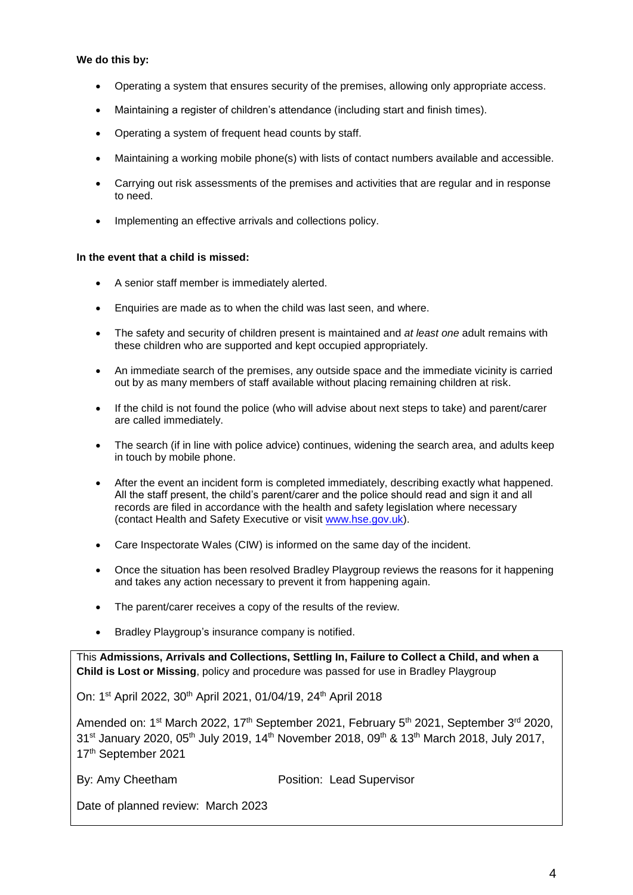**We do this by:**

- Operating a system that ensures security of the premises, allowing only appropriate access.
- Maintaining a register of children's attendance (including start and finish times).
- Operating a system of frequent head counts by staff.
- Maintaining a working mobile phone(s) with lists of contact numbers available and accessible.
- Carrying out risk assessments of the premises and activities that are regular and in response to need.
- Implementing an effective arrivals and collections policy.

**In the event that a child is missed:**

- A senior staff member is immediately alerted.
- Enquiries are made as to when the child was last seen, and where.
- The safety and security of children present is maintained and *at least one* adult remains with these children who are supported and kept occupied appropriately.
- An immediate search of the premises, any outside space and the immediate vicinity is carried out by as many members of staff available without placing remaining children at risk.
- If the child is not found the police (who will advise about next steps to take) and parent/carer are called immediately.
- The search (if in line with police advice) continues, widening the search area, and adults keep in touch by mobile phone.
- After the event an incident form is completed immediately, describing exactly what happened. All the staff present, the child's parent/carer and the police should read and sign it and all records are filed in accordance with the health and safety legislation where necessary (contact Health and Safety Executive or visit [www.hse.gov.uk](http://www.hse.gov.uk)).
- Care Inspectorate Wales (CIW) is informed on the same day of the incident.
- Once the situation has been resolved Bradley Playgroup reviews the reasons for it happening and takes any action necessary to prevent it from happening again.
- The parent/carer receives a copy of the results of the review.
- Bradley Playgroup's insurance company is notified.

This **Admissions, Arrivals and Collections, Settling In, Failure to Collect a Child, and when a Child is Lost or Missing**, policy and procedure was passed for use in Bradley Playgroup

On: 1st April 2022, 30th April 2021, 01/04/19, 24th April 2018

Amended on: 1st March 2022, 17th September 2021, February 5th 2021, September 3rd 2020, 31st January 2020, 05th July 2019, 14th November 2018, 09th & 13th March 2018, July 2017, 17th September 2021

By: Amy Cheetham Position: Lead Supervisor

Date of planned review: March 2023